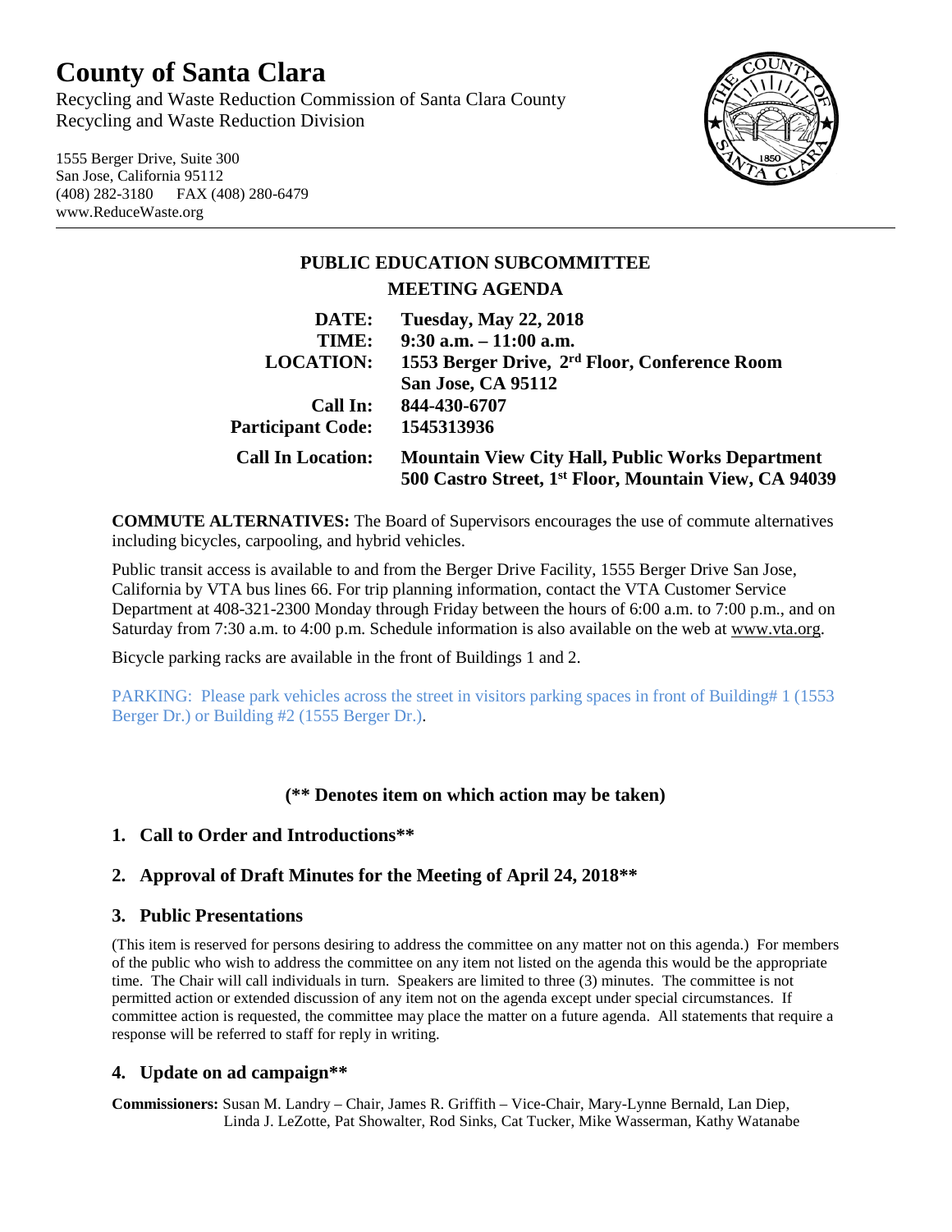# County of Santa Clara

Recycling and Waste Reduction Commission of Santa Clara County
Recycling and Waste Reduction Division

1555 Berger Drive, Suite 300
San Jose, California 95112
(408) 282-3180 FAX (408) 280-6479
www.ReduceWaste.org

## PUBLIC EDUCATION SUBCOMMITTEE
## MEETING AGENDA

**DATE:** **Tuesday, May 22, 2018**
**TIME:** **9:30 a.m. – 11:00 a.m.**
**LOCATION:** **1553 Berger Drive, 2rd Floor, Conference Room San Jose, CA 95112**
**Call In:** **844-430-6707**
**Participant Code:** **1545313936**
**Call In Location:** **Mountain View City Hall, Public Works Department 500 Castro Street, 1st Floor, Mountain View, CA 94039**

**COMMUTE ALTERNATIVES:** The Board of Supervisors encourages the use of commute alternatives including bicycles, carpooling, and hybrid vehicles.

Public transit access is available to and from the Berger Drive Facility, 1555 Berger Drive San Jose, California by VTA bus lines 66. For trip planning information, contact the VTA Customer Service Department at 408-321-2300 Monday through Friday between the hours of 6:00 a.m. to 7:00 p.m., and on Saturday from 7:30 a.m. to 4:00 p.m. Schedule information is also available on the web at www.vta.org.

Bicycle parking racks are available in the front of Buildings 1 and 2.

PARKING: Please park vehicles across the street in visitors parking spaces in front of Building# 1 (1553 Berger Dr.) or Building #2 (1555 Berger Dr.).

**(** Denotes item on which action may be taken)**

### 1. Call to Order and Introductions**

### 2. Approval of Draft Minutes for the Meeting of April 24, 2018**

### 3. Public Presentations

(This item is reserved for persons desiring to address the committee on any matter not on this agenda.) For members of the public who wish to address the committee on any item not listed on the agenda this would be the appropriate time. The Chair will call individuals in turn. Speakers are limited to three (3) minutes. The committee is not permitted action or extended discussion of any item not on the agenda except under special circumstances. If committee action is requested, the committee may place the matter on a future agenda. All statements that require a response will be referred to staff for reply in writing.

### 4. Update on ad campaign**

**Commissioners:** Susan M. Landry – Chair, James R. Griffith – Vice-Chair, Mary-Lynne Bernald, Lan Diep, Linda J. LeZotte, Pat Showalter, Rod Sinks, Cat Tucker, Mike Wasserman, Kathy Watanabe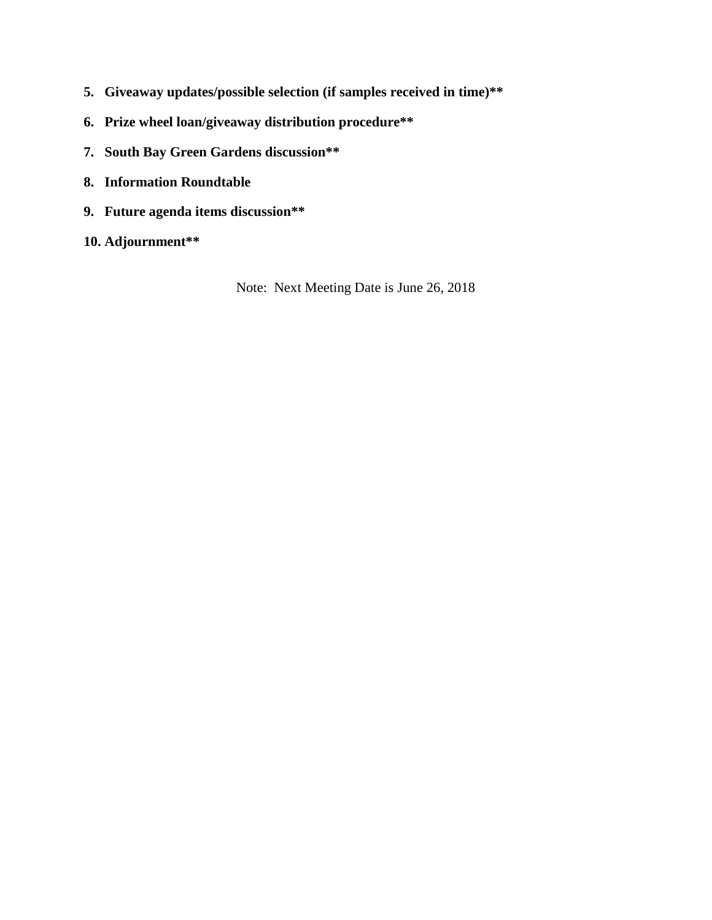5. **Giveaway updates/possible selection (if samples received in time)****
6. **Prize wheel loan/giveaway distribution procedure****
7. **South Bay Green Gardens discussion****
8. **Information Roundtable**
9. **Future agenda items discussion****
10. **Adjournment****

Note: Next Meeting Date is June 26, 2018